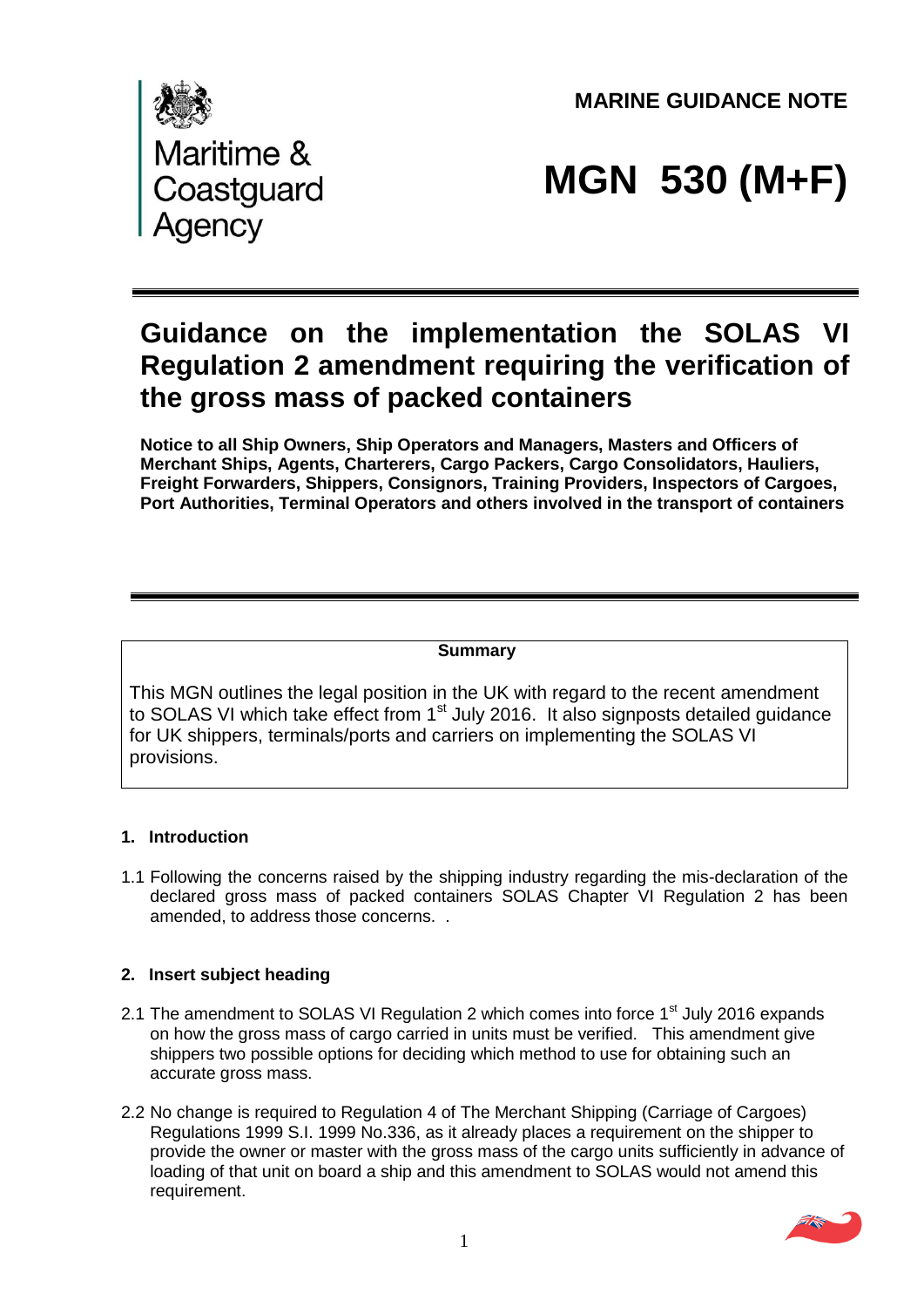Maritime & Coastguard Agency

**MARINE GUIDANCE NOTE**

# MGN 530 (M+F)

## Guidance on the implementation the SOLAS VI Regulation 2 amendment requiring the verification of the gross mass of packed containers

**Notice to all Ship Owners, Ship Operators and Managers, Masters and Officers of Merchant Ships, Agents, Charterers, Cargo Packers, Cargo Consolidators, Hauliers, Freight Forwarders, Shippers, Consignors, Training Providers, Inspectors of Cargoes, Port Authorities, Terminal Operators and others involved in the transport of containers**

**Summary**

This MGN outlines the legal position in the UK with regard to the recent amendment to SOLAS VI which take effect from 1st July 2016. It also signposts detailed guidance for UK shippers, terminals/ports and carriers on implementing the SOLAS VI provisions.

### 1. Introduction

1.1 Following the concerns raised by the shipping industry regarding the mis-declaration of the declared gross mass of packed containers SOLAS Chapter VI Regulation 2 has been amended, to address those concerns. .

### 2. Insert subject heading

2.1 The amendment to SOLAS VI Regulation 2 which comes into force 1st July 2016 expands on how the gross mass of cargo carried in units must be verified. This amendment give shippers two possible options for deciding which method to use for obtaining such an accurate gross mass.

2.2 No change is required to Regulation 4 of The Merchant Shipping (Carriage of Cargoes) Regulations 1999 S.I. 1999 No.336, as it already places a requirement on the shipper to provide the owner or master with the gross mass of the cargo units sufficiently in advance of loading of that unit on board a ship and this amendment to SOLAS would not amend this requirement.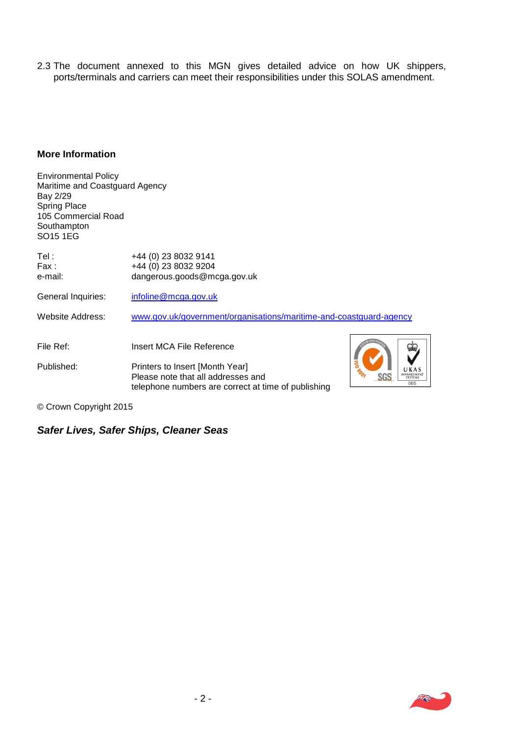2.3 The document annexed to this MGN gives detailed advice on how UK shippers, ports/terminals and carriers can meet their responsibilities under this SOLAS amendment.

## More Information

Environmental Policy
Maritime and Coastguard Agency
Bay 2/29
Spring Place
105 Commercial Road
Southampton
SO15 1EG

| | |
|---|---|
| Tel : | +44 (0) 23 8032 9141 |
| Fax : | +44 (0) 23 8032 9204 |
| e-mail: | dangerous.goods@mcga.gov.uk |
| General Inquiries: | infoline@mcga.gov.uk |
| Website Address: | www.gov.uk/government/organisations/maritime-and-coastguard-agency |
| File Ref: | Insert MCA File Reference |
| Published: | Printers to Insert [Month Year]<br>Please note that all addresses and telephone numbers are correct at time of publishing |

© Crown Copyright 2015

***Safer Lives, Safer Ships, Cleaner Seas***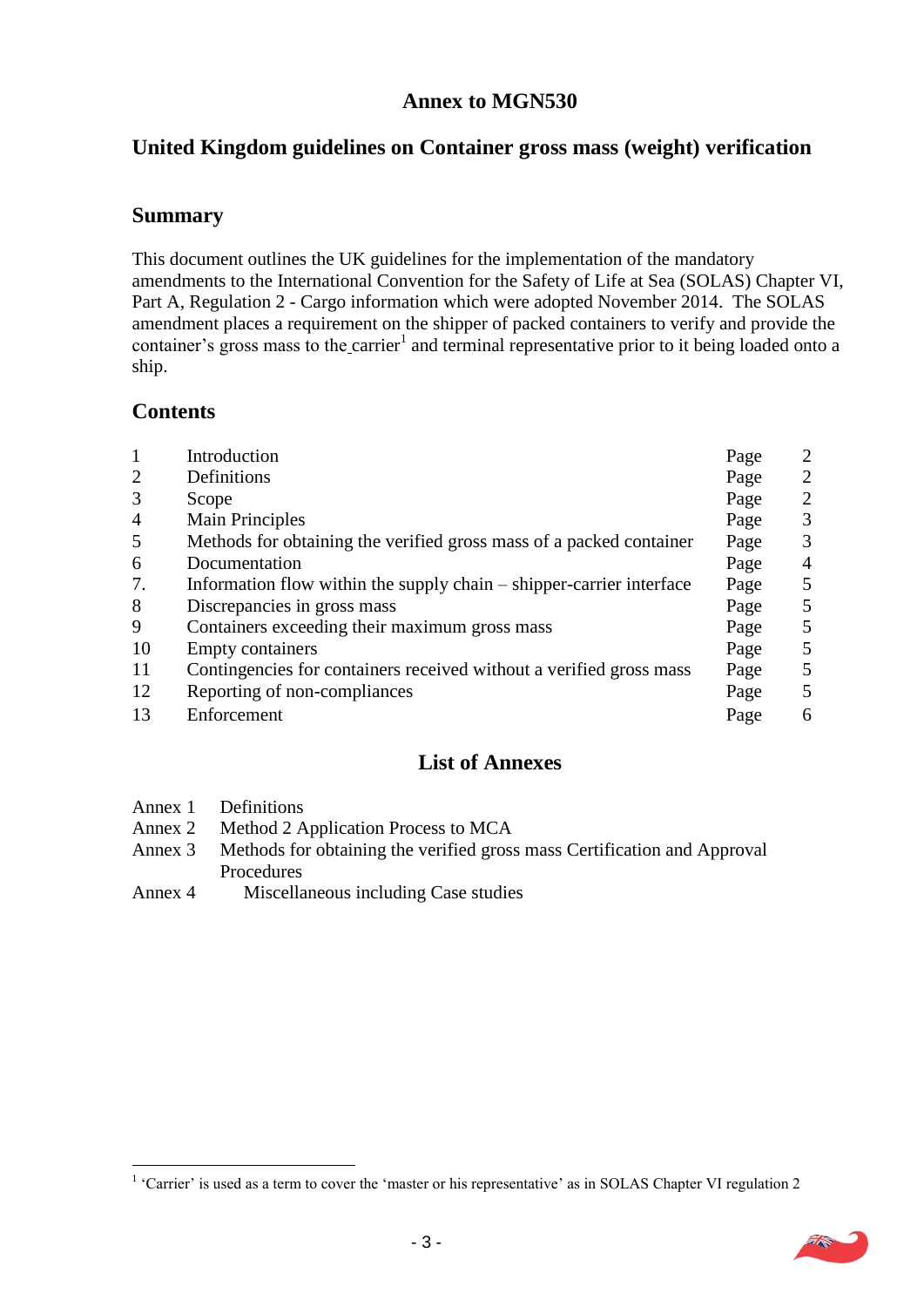# Annex to MGN530

## United Kingdom guidelines on Container gross mass (weight) verification

### Summary

This document outlines the UK guidelines for the implementation of the mandatory amendments to the International Convention for the Safety of Life at Sea (SOLAS) Chapter VI, Part A, Regulation 2 - Cargo information which were adopted November 2014. The SOLAS amendment places a requirement on the shipper of packed containers to verify and provide the container's gross mass to the carrier[1] and terminal representative prior to it being loaded onto a ship.

### Contents

| | | | |
|---|---|---|---|
| 1 | Introduction | Page | 2 |
| 2 | Definitions | Page | 2 |
| 3 | Scope | Page | 2 |
| 4 | Main Principles | Page | 3 |
| 5 | Methods for obtaining the verified gross mass of a packed container | Page | 3 |
| 6 | Documentation | Page | 4 |
| 7. | Information flow within the supply chain – shipper-carrier interface | Page | 5 |
| 8 | Discrepancies in gross mass | Page | 5 |
| 9 | Containers exceeding their maximum gross mass | Page | 5 |
| 10 | Empty containers | Page | 5 |
| 11 | Contingencies for containers received without a verified gross mass | Page | 5 |
| 12 | Reporting of non-compliances | Page | 5 |
| 13 | Enforcement | Page | 6 |

### List of Annexes

| | |
|---|---|
| Annex 1 | Definitions |
| Annex 2 | Method 2 Application Process to MCA |
| Annex 3 | Methods for obtaining the verified gross mass Certification and Approval Procedures |
| Annex 4 | Miscellaneous including Case studies |

[1] 'Carrier' is used as a term to cover the 'master or his representative' as in SOLAS Chapter VI regulation 2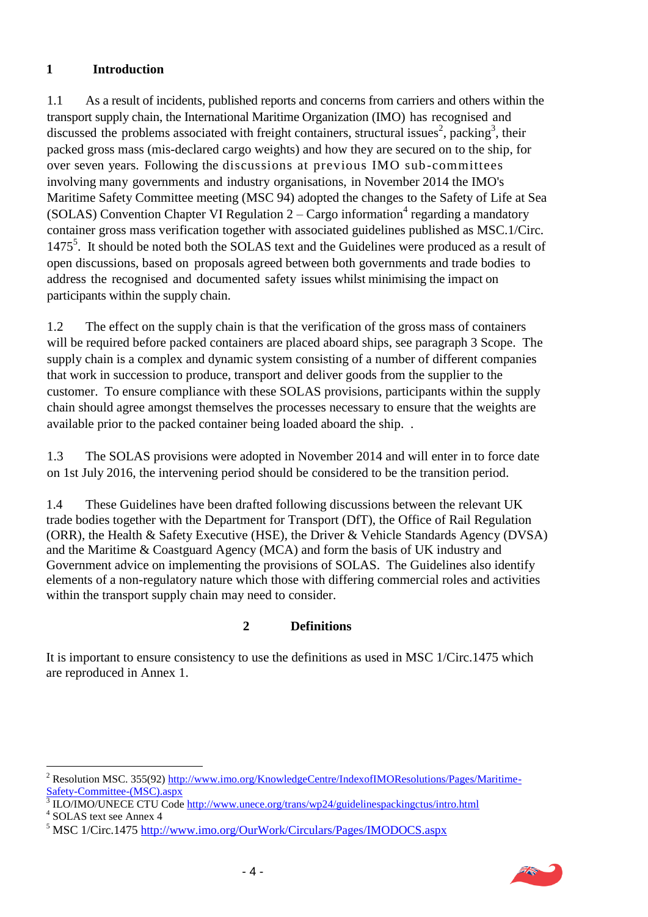## 1 Introduction

1.1 As a result of incidents, published reports and concerns from carriers and others within the transport supply chain, the International Maritime Organization (IMO) has recognised and discussed the problems associated with freight containers, structural issues[2], packing[3], their packed gross mass (mis-declared cargo weights) and how they are secured on to the ship, for over seven years. Following the discussions at previous IMO sub-committees involving many governments and industry organisations, in November 2014 the IMO's Maritime Safety Committee meeting (MSC 94) adopted the changes to the Safety of Life at Sea (SOLAS) Convention Chapter VI Regulation 2 – Cargo information[4] regarding a mandatory container gross mass verification together with associated guidelines published as MSC.1/Circ. 1475[5]. It should be noted both the SOLAS text and the Guidelines were produced as a result of open discussions, based on proposals agreed between both governments and trade bodies to address the recognised and documented safety issues whilst minimising the impact on participants within the supply chain.

1.2 The effect on the supply chain is that the verification of the gross mass of containers will be required before packed containers are placed aboard ships, see paragraph 3 Scope. The supply chain is a complex and dynamic system consisting of a number of different companies that work in succession to produce, transport and deliver goods from the supplier to the customer. To ensure compliance with these SOLAS provisions, participants within the supply chain should agree amongst themselves the processes necessary to ensure that the weights are available prior to the packed container being loaded aboard the ship. .

1.3 The SOLAS provisions were adopted in November 2014 and will enter in to force date on 1st July 2016, the intervening period should be considered to be the transition period.

1.4 These Guidelines have been drafted following discussions between the relevant UK trade bodies together with the Department for Transport (DfT), the Office of Rail Regulation (ORR), the Health & Safety Executive (HSE), the Driver & Vehicle Standards Agency (DVSA) and the Maritime & Coastguard Agency (MCA) and form the basis of UK industry and Government advice on implementing the provisions of SOLAS. The Guidelines also identify elements of a non-regulatory nature which those with differing commercial roles and activities within the transport supply chain may need to consider.

## 2 Definitions

It is important to ensure consistency to use the definitions as used in MSC 1/Circ.1475 which are reproduced in Annex 1.

---

[2] Resolution MSC. 355(92) http://www.imo.org/KnowledgeCentre/IndexofIMOResolutions/Pages/Maritime-Safety-Committee-(MSC).aspx

[3] ILO/IMO/UNECE CTU Code http://www.unece.org/trans/wp24/guidelinespackingctus/intro.html

[4] SOLAS text see Annex 4

[5] MSC 1/Circ.1475 http://www.imo.org/OurWork/Circulars/Pages/IMODOCS.aspx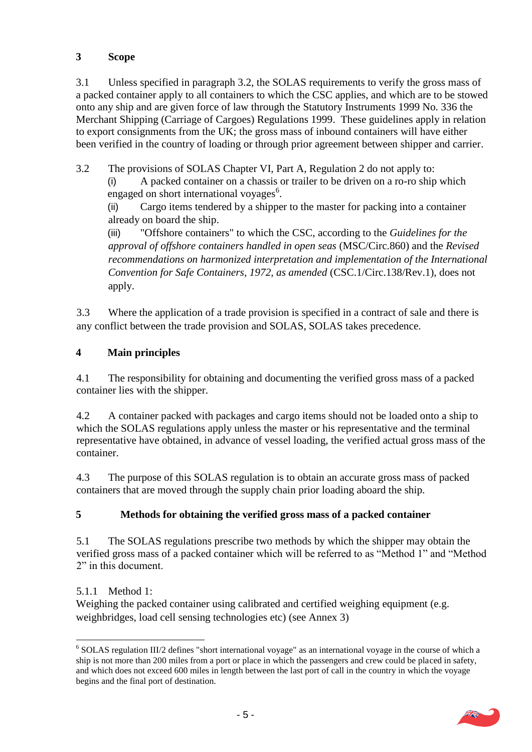## 3 Scope

3.1 Unless specified in paragraph 3.2, the SOLAS requirements to verify the gross mass of a packed container apply to all containers to which the CSC applies, and which are to be stowed onto any ship and are given force of law through the Statutory Instruments 1999 No. 336 the Merchant Shipping (Carriage of Cargoes) Regulations 1999. These guidelines apply in relation to export consignments from the UK; the gross mass of inbound containers will have either been verified in the country of loading or through prior agreement between shipper and carrier.

3.2 The provisions of SOLAS Chapter VI, Part A, Regulation 2 do not apply to:

(i) A packed container on a chassis or trailer to be driven on a ro-ro ship which engaged on short international voyages[6].

(ii) Cargo items tendered by a shipper to the master for packing into a container already on board the ship.

(iii) "Offshore containers" to which the CSC, according to the *Guidelines for the approval of offshore containers handled in open seas* (MSC/Circ.860) and the *Revised recommendations on harmonized interpretation and implementation of the International Convention for Safe Containers, 1972, as amended* (CSC.1/Circ.138/Rev.1), does not apply.

3.3 Where the application of a trade provision is specified in a contract of sale and there is any conflict between the trade provision and SOLAS, SOLAS takes precedence.

## 4 Main principles

4.1 The responsibility for obtaining and documenting the verified gross mass of a packed container lies with the shipper.

4.2 A container packed with packages and cargo items should not be loaded onto a ship to which the SOLAS regulations apply unless the master or his representative and the terminal representative have obtained, in advance of vessel loading, the verified actual gross mass of the container.

4.3 The purpose of this SOLAS regulation is to obtain an accurate gross mass of packed containers that are moved through the supply chain prior loading aboard the ship.

## 5 Methods for obtaining the verified gross mass of a packed container

5.1 The SOLAS regulations prescribe two methods by which the shipper may obtain the verified gross mass of a packed container which will be referred to as "Method 1" and "Method 2" in this document.

5.1.1 Method 1:

Weighing the packed container using calibrated and certified weighing equipment (e.g. weighbridges, load cell sensing technologies etc) (see Annex 3)

---

[6] SOLAS regulation III/2 defines "short international voyage" as an international voyage in the course of which a ship is not more than 200 miles from a port or place in which the passengers and crew could be placed in safety, and which does not exceed 600 miles in length between the last port of call in the country in which the voyage begins and the final port of destination.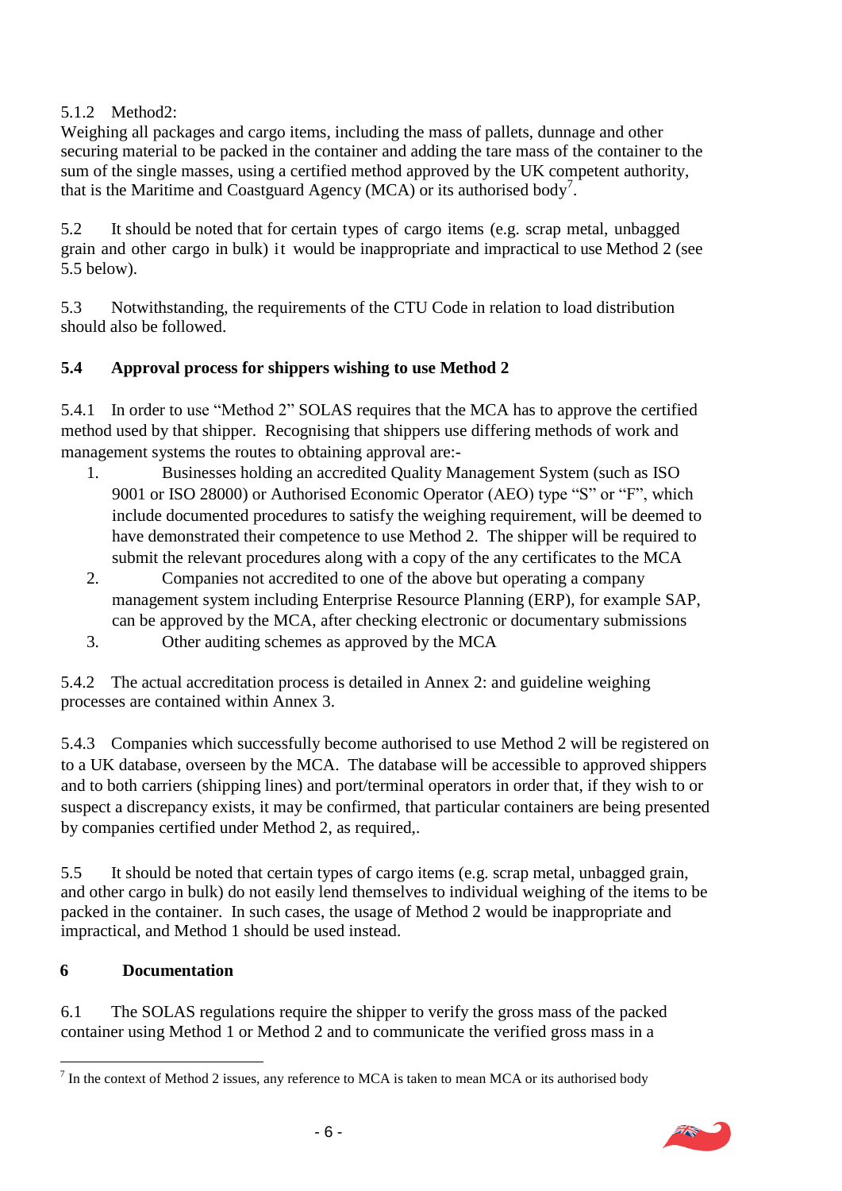5.1.2 Method2:
Weighing all packages and cargo items, including the mass of pallets, dunnage and other securing material to be packed in the container and adding the tare mass of the container to the sum of the single masses, using a certified method approved by the UK competent authority, that is the Maritime and Coastguard Agency (MCA) or its authorised body[7].

5.2 It should be noted that for certain types of cargo items (e.g. scrap metal, unbagged grain and other cargo in bulk) it would be inappropriate and impractical to use Method 2 (see 5.5 below).

5.3 Notwithstanding, the requirements of the CTU Code in relation to load distribution should also be followed.

**5.4 Approval process for shippers wishing to use Method 2**

5.4.1 In order to use "Method 2" SOLAS requires that the MCA has to approve the certified method used by that shipper. Recognising that shippers use differing methods of work and management systems the routes to obtaining approval are:-

1. Businesses holding an accredited Quality Management System (such as ISO 9001 or ISO 28000) or Authorised Economic Operator (AEO) type "S" or "F", which include documented procedures to satisfy the weighing requirement, will be deemed to have demonstrated their competence to use Method 2. The shipper will be required to submit the relevant procedures along with a copy of the any certificates to the MCA
2. Companies not accredited to one of the above but operating a company management system including Enterprise Resource Planning (ERP), for example SAP, can be approved by the MCA, after checking electronic or documentary submissions
3. Other auditing schemes as approved by the MCA

5.4.2 The actual accreditation process is detailed in Annex 2: and guideline weighing processes are contained within Annex 3.

5.4.3 Companies which successfully become authorised to use Method 2 will be registered on to a UK database, overseen by the MCA. The database will be accessible to approved shippers and to both carriers (shipping lines) and port/terminal operators in order that, if they wish to or suspect a discrepancy exists, it may be confirmed, that particular containers are being presented by companies certified under Method 2, as required,.

5.5 It should be noted that certain types of cargo items (e.g. scrap metal, unbagged grain, and other cargo in bulk) do not easily lend themselves to individual weighing of the items to be packed in the container. In such cases, the usage of Method 2 would be inappropriate and impractical, and Method 1 should be used instead.

**6 Documentation**

6.1 The SOLAS regulations require the shipper to verify the gross mass of the packed container using Method 1 or Method 2 and to communicate the verified gross mass in a

---

[7] In the context of Method 2 issues, any reference to MCA is taken to mean MCA or its authorised body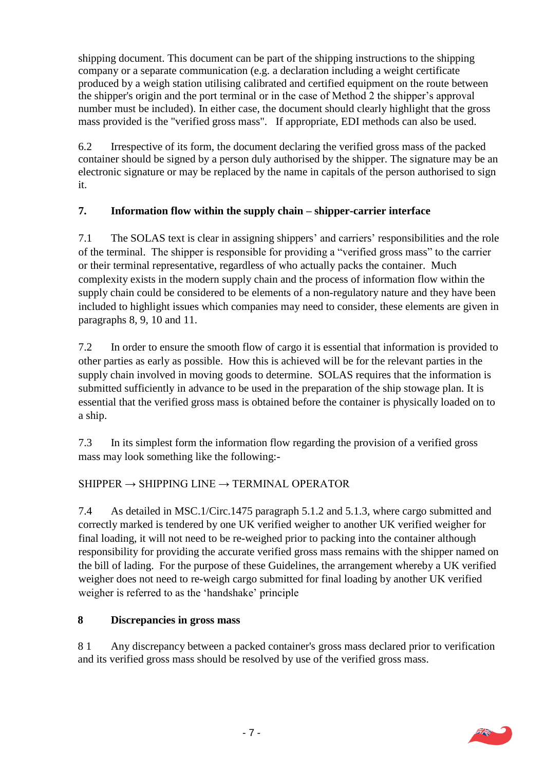shipping document. This document can be part of the shipping instructions to the shipping company or a separate communication (e.g. a declaration including a weight certificate produced by a weigh station utilising calibrated and certified equipment on the route between the shipper's origin and the port terminal or in the case of Method 2 the shipper's approval number must be included). In either case, the document should clearly highlight that the gross mass provided is the "verified gross mass". If appropriate, EDI methods can also be used.

6.2 Irrespective of its form, the document declaring the verified gross mass of the packed container should be signed by a person duly authorised by the shipper. The signature may be an electronic signature or may be replaced by the name in capitals of the person authorised to sign it.

## 7. Information flow within the supply chain – shipper-carrier interface

7.1 The SOLAS text is clear in assigning shippers' and carriers' responsibilities and the role of the terminal. The shipper is responsible for providing a "verified gross mass" to the carrier or their terminal representative, regardless of who actually packs the container. Much complexity exists in the modern supply chain and the process of information flow within the supply chain could be considered to be elements of a non-regulatory nature and they have been included to highlight issues which companies may need to consider, these elements are given in paragraphs 8, 9, 10 and 11.

7.2 In order to ensure the smooth flow of cargo it is essential that information is provided to other parties as early as possible. How this is achieved will be for the relevant parties in the supply chain involved in moving goods to determine. SOLAS requires that the information is submitted sufficiently in advance to be used in the preparation of the ship stowage plan. It is essential that the verified gross mass is obtained before the container is physically loaded on to a ship.

7.3 In its simplest form the information flow regarding the provision of a verified gross mass may look something like the following:-

SHIPPER → SHIPPING LINE → TERMINAL OPERATOR

7.4 As detailed in MSC.1/Circ.1475 paragraph 5.1.2 and 5.1.3, where cargo submitted and correctly marked is tendered by one UK verified weigher to another UK verified weigher for final loading, it will not need to be re-weighed prior to packing into the container although responsibility for providing the accurate verified gross mass remains with the shipper named on the bill of lading. For the purpose of these Guidelines, the arrangement whereby a UK verified weigher does not need to re-weigh cargo submitted for final loading by another UK verified weigher is referred to as the 'handshake' principle

## 8 Discrepancies in gross mass

8 1 Any discrepancy between a packed container's gross mass declared prior to verification and its verified gross mass should be resolved by use of the verified gross mass.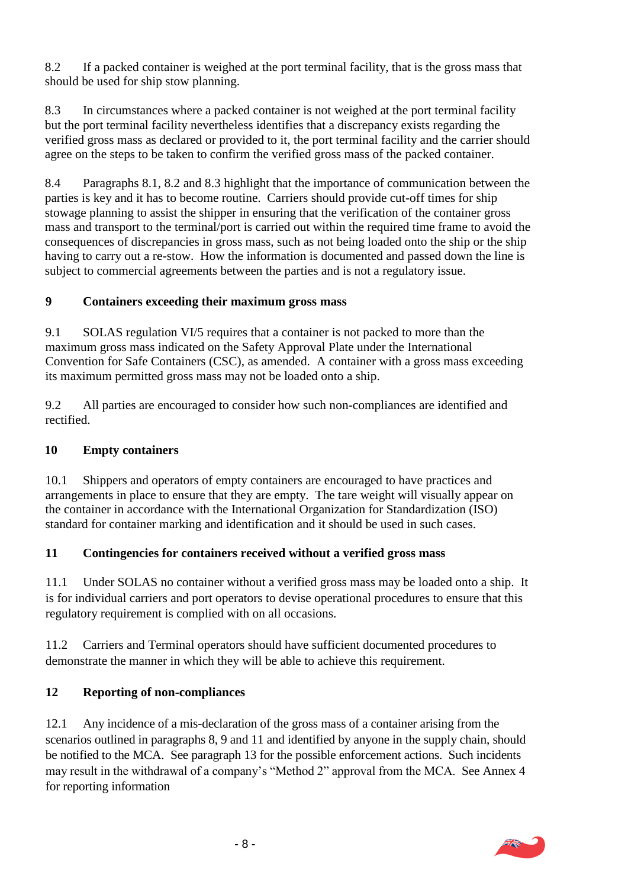8.2 If a packed container is weighed at the port terminal facility, that is the gross mass that should be used for ship stow planning.

8.3 In circumstances where a packed container is not weighed at the port terminal facility but the port terminal facility nevertheless identifies that a discrepancy exists regarding the verified gross mass as declared or provided to it, the port terminal facility and the carrier should agree on the steps to be taken to confirm the verified gross mass of the packed container.

8.4 Paragraphs 8.1, 8.2 and 8.3 highlight that the importance of communication between the parties is key and it has to become routine. Carriers should provide cut-off times for ship stowage planning to assist the shipper in ensuring that the verification of the container gross mass and transport to the terminal/port is carried out within the required time frame to avoid the consequences of discrepancies in gross mass, such as not being loaded onto the ship or the ship having to carry out a re-stow. How the information is documented and passed down the line is subject to commercial agreements between the parties and is not a regulatory issue.

## 9 Containers exceeding their maximum gross mass

9.1 SOLAS regulation VI/5 requires that a container is not packed to more than the maximum gross mass indicated on the Safety Approval Plate under the International Convention for Safe Containers (CSC), as amended. A container with a gross mass exceeding its maximum permitted gross mass may not be loaded onto a ship.

9.2 All parties are encouraged to consider how such non-compliances are identified and rectified.

## 10 Empty containers

10.1 Shippers and operators of empty containers are encouraged to have practices and arrangements in place to ensure that they are empty. The tare weight will visually appear on the container in accordance with the International Organization for Standardization (ISO) standard for container marking and identification and it should be used in such cases.

## 11 Contingencies for containers received without a verified gross mass

11.1 Under SOLAS no container without a verified gross mass may be loaded onto a ship. It is for individual carriers and port operators to devise operational procedures to ensure that this regulatory requirement is complied with on all occasions.

11.2 Carriers and Terminal operators should have sufficient documented procedures to demonstrate the manner in which they will be able to achieve this requirement.

## 12 Reporting of non-compliances

12.1 Any incidence of a mis-declaration of the gross mass of a container arising from the scenarios outlined in paragraphs 8, 9 and 11 and identified by anyone in the supply chain, should be notified to the MCA. See paragraph 13 for the possible enforcement actions. Such incidents may result in the withdrawal of a company's "Method 2" approval from the MCA. See Annex 4 for reporting information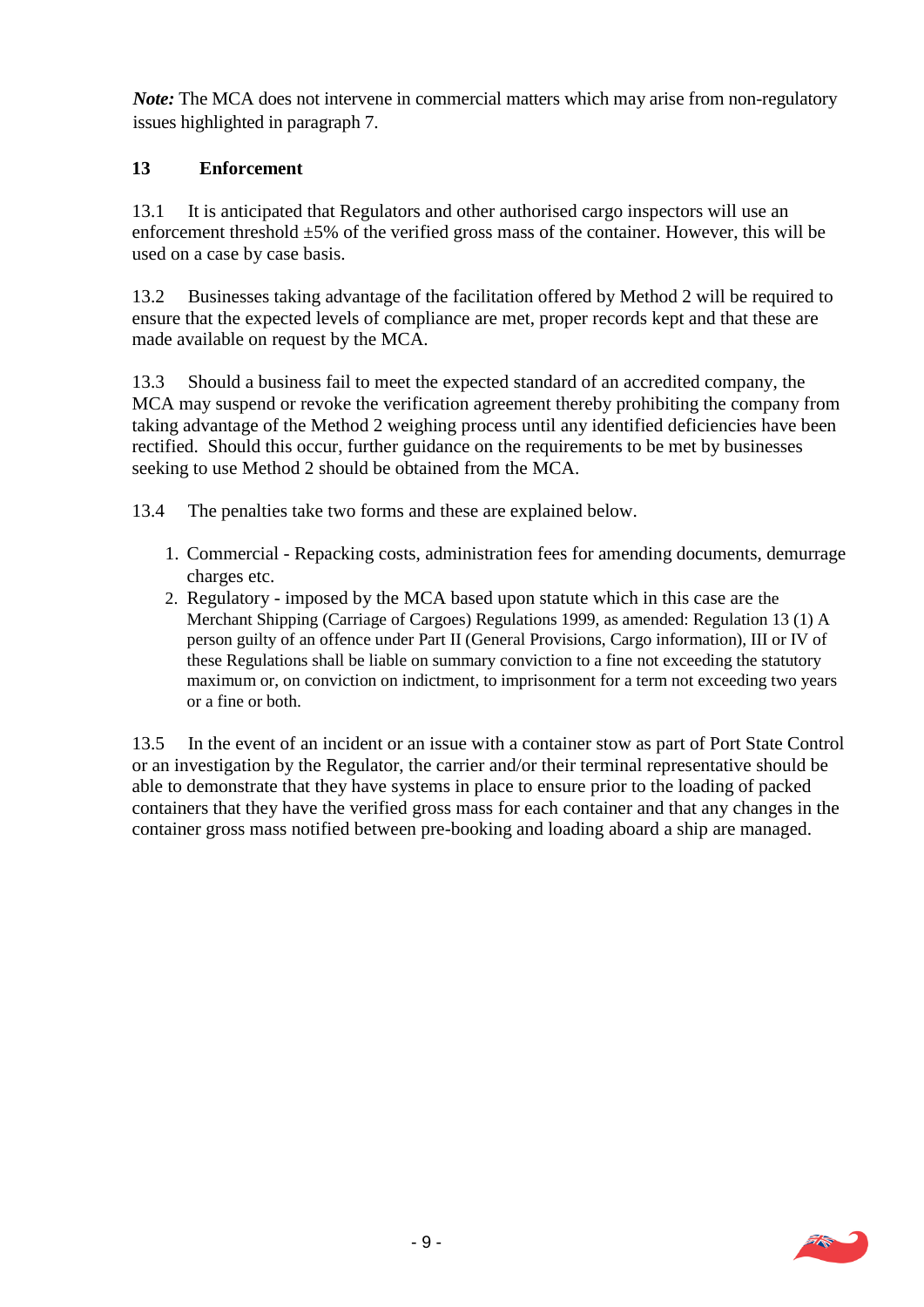***Note:*** The MCA does not intervene in commercial matters which may arise from non-regulatory issues highlighted in paragraph 7.

## 13 Enforcement

13.1 It is anticipated that Regulators and other authorised cargo inspectors will use an enforcement threshold ±5% of the verified gross mass of the container. However, this will be used on a case by case basis.

13.2 Businesses taking advantage of the facilitation offered by Method 2 will be required to ensure that the expected levels of compliance are met, proper records kept and that these are made available on request by the MCA.

13.3 Should a business fail to meet the expected standard of an accredited company, the MCA may suspend or revoke the verification agreement thereby prohibiting the company from taking advantage of the Method 2 weighing process until any identified deficiencies have been rectified. Should this occur, further guidance on the requirements to be met by businesses seeking to use Method 2 should be obtained from the MCA.

13.4 The penalties take two forms and these are explained below.

1. Commercial - Repacking costs, administration fees for amending documents, demurrage charges etc.
2. Regulatory - imposed by the MCA based upon statute which in this case are the Merchant Shipping (Carriage of Cargoes) Regulations 1999, as amended: Regulation 13 (1) A person guilty of an offence under Part II (General Provisions, Cargo information), III or IV of these Regulations shall be liable on summary conviction to a fine not exceeding the statutory maximum or, on conviction on indictment, to imprisonment for a term not exceeding two years or a fine or both.

13.5 In the event of an incident or an issue with a container stow as part of Port State Control or an investigation by the Regulator, the carrier and/or their terminal representative should be able to demonstrate that they have systems in place to ensure prior to the loading of packed containers that they have the verified gross mass for each container and that any changes in the container gross mass notified between pre-booking and loading aboard a ship are managed.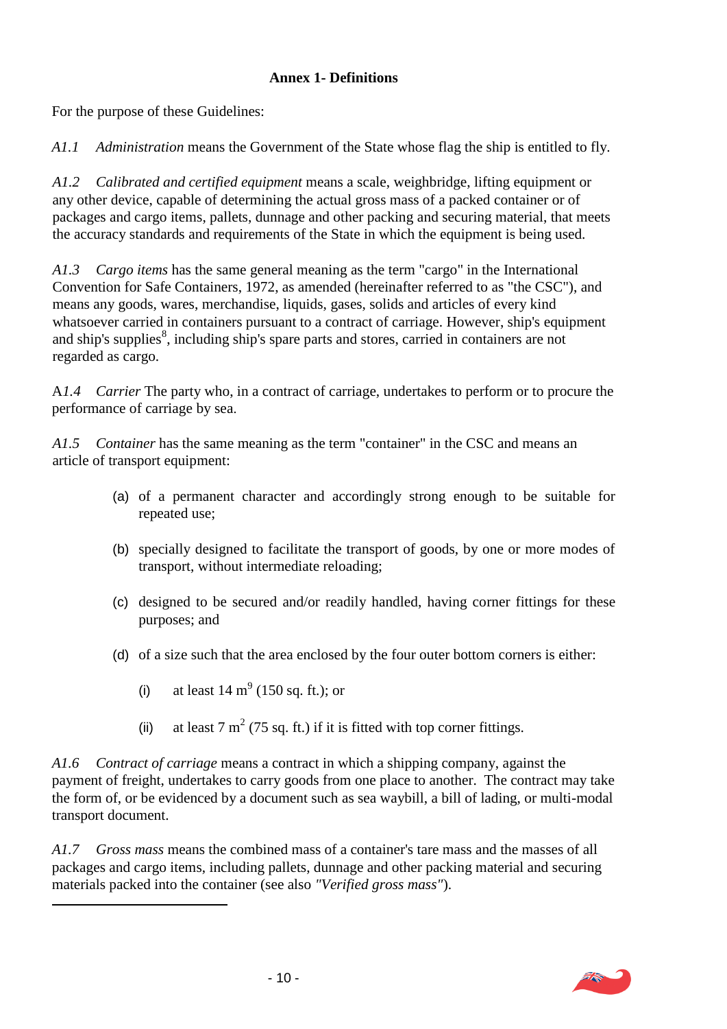## Annex 1- Definitions

For the purpose of these Guidelines:

*A1.1 Administration* means the Government of the State whose flag the ship is entitled to fly.

*A1.2 Calibrated and certified equipment* means a scale, weighbridge, lifting equipment or any other device, capable of determining the actual gross mass of a packed container or of packages and cargo items, pallets, dunnage and other packing and securing material, that meets the accuracy standards and requirements of the State in which the equipment is being used.

*A1.3 Cargo items* has the same general meaning as the term "cargo" in the International Convention for Safe Containers, 1972, as amended (hereinafter referred to as "the CSC"), and means any goods, wares, merchandise, liquids, gases, solids and articles of every kind whatsoever carried in containers pursuant to a contract of carriage. However, ship's equipment and ship's supplies[8], including ship's spare parts and stores, carried in containers are not regarded as cargo.

A*1.4 Carrier* The party who, in a contract of carriage, undertakes to perform or to procure the performance of carriage by sea.

*A1.5 Container* has the same meaning as the term "container" in the CSC and means an article of transport equipment:

(a) of a permanent character and accordingly strong enough to be suitable for repeated use;

(b) specially designed to facilitate the transport of goods, by one or more modes of transport, without intermediate reloading;

(c) designed to be secured and/or readily handled, having corner fittings for these purposes; and

(d) of a size such that the area enclosed by the four outer bottom corners is either:

  (i) at least 14 m[9] (150 sq. ft.); or

  (ii) at least 7 $m^2$ (75 sq. ft.) if it is fitted with top corner fittings.

*A1.6 Contract of carriage* means a contract in which a shipping company, against the payment of freight, undertakes to carry goods from one place to another. The contract may take the form of, or be evidenced by a document such as sea waybill, a bill of lading, or multi-modal transport document.

*A1.7 Gross mass* means the combined mass of a container's tare mass and the masses of all packages and cargo items, including pallets, dunnage and other packing material and securing materials packed into the container (see also *"Verified gross mass"*).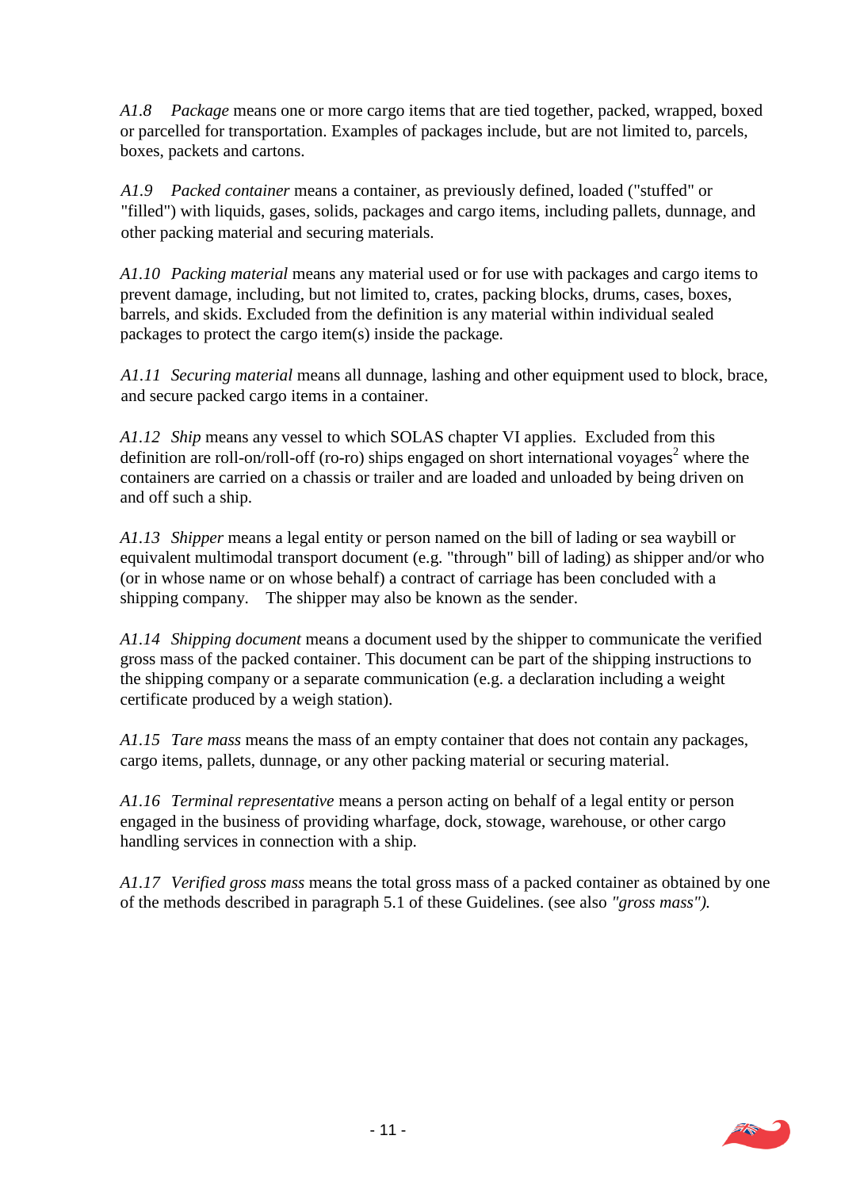*A1.8* *Package* means one or more cargo items that are tied together, packed, wrapped, boxed or parcelled for transportation. Examples of packages include, but are not limited to, parcels, boxes, packets and cartons.

*A1.9* *Packed container* means a container, as previously defined, loaded ("stuffed" or "filled") with liquids, gases, solids, packages and cargo items, including pallets, dunnage, and other packing material and securing materials.

*A1.10* *Packing material* means any material used or for use with packages and cargo items to prevent damage, including, but not limited to, crates, packing blocks, drums, cases, boxes, barrels, and skids. Excluded from the definition is any material within individual sealed packages to protect the cargo item(s) inside the package.

*A1.11* *Securing material* means all dunnage, lashing and other equipment used to block, brace, and secure packed cargo items in a container.

*A1.12* *Ship* means any vessel to which SOLAS chapter VI applies. Excluded from this definition are roll-on/roll-off (ro-ro) ships engaged on short international voyages[2] where the containers are carried on a chassis or trailer and are loaded and unloaded by being driven on and off such a ship.

*A1.13* *Shipper* means a legal entity or person named on the bill of lading or sea waybill or equivalent multimodal transport document (e.g. "through" bill of lading) as shipper and/or who (or in whose name or on whose behalf) a contract of carriage has been concluded with a shipping company. The shipper may also be known as the sender.

*A1.14* *Shipping document* means a document used by the shipper to communicate the verified gross mass of the packed container. This document can be part of the shipping instructions to the shipping company or a separate communication (e.g. a declaration including a weight certificate produced by a weigh station).

*A1.15* *Tare mass* means the mass of an empty container that does not contain any packages, cargo items, pallets, dunnage, or any other packing material or securing material.

*A1.16* *Terminal representative* means a person acting on behalf of a legal entity or person engaged in the business of providing wharfage, dock, stowage, warehouse, or other cargo handling services in connection with a ship.

*A1.17* *Verified gross mass* means the total gross mass of a packed container as obtained by one of the methods described in paragraph 5.1 of these Guidelines. (see also *"gross mass").*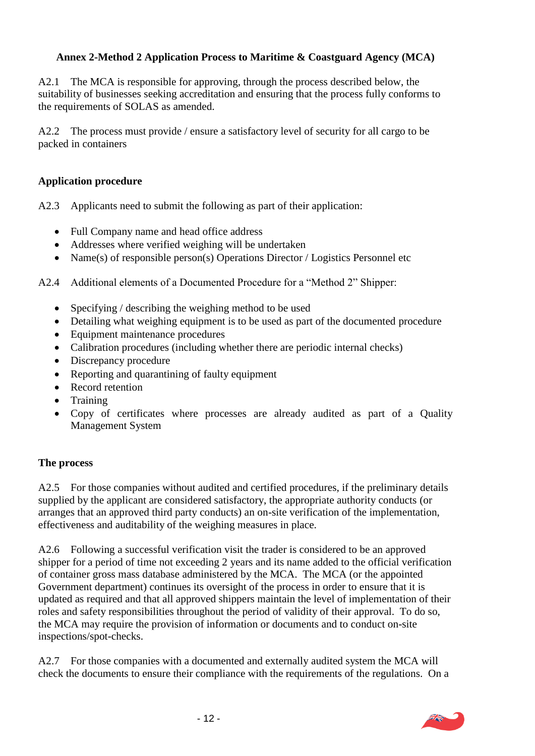**Annex 2-Method 2 Application Process to Maritime & Coastguard Agency (MCA)**

A2.1 The MCA is responsible for approving, through the process described below, the suitability of businesses seeking accreditation and ensuring that the process fully conforms to the requirements of SOLAS as amended.

A2.2 The process must provide / ensure a satisfactory level of security for all cargo to be packed in containers

**Application procedure**

A2.3 Applicants need to submit the following as part of their application:

- Full Company name and head office address
- Addresses where verified weighing will be undertaken
- Name(s) of responsible person(s) Operations Director / Logistics Personnel etc

A2.4 Additional elements of a Documented Procedure for a "Method 2" Shipper:

- Specifying / describing the weighing method to be used
- Detailing what weighing equipment is to be used as part of the documented procedure
- Equipment maintenance procedures
- Calibration procedures (including whether there are periodic internal checks)
- Discrepancy procedure
- Reporting and quarantining of faulty equipment
- Record retention
- Training
- Copy of certificates where processes are already audited as part of a Quality Management System

**The process**

A2.5 For those companies without audited and certified procedures, if the preliminary details supplied by the applicant are considered satisfactory, the appropriate authority conducts (or arranges that an approved third party conducts) an on-site verification of the implementation, effectiveness and auditability of the weighing measures in place.

A2.6 Following a successful verification visit the trader is considered to be an approved shipper for a period of time not exceeding 2 years and its name added to the official verification of container gross mass database administered by the MCA. The MCA (or the appointed Government department) continues its oversight of the process in order to ensure that it is updated as required and that all approved shippers maintain the level of implementation of their roles and safety responsibilities throughout the period of validity of their approval. To do so, the MCA may require the provision of information or documents and to conduct on-site inspections/spot-checks.

A2.7 For those companies with a documented and externally audited system the MCA will check the documents to ensure their compliance with the requirements of the regulations. On a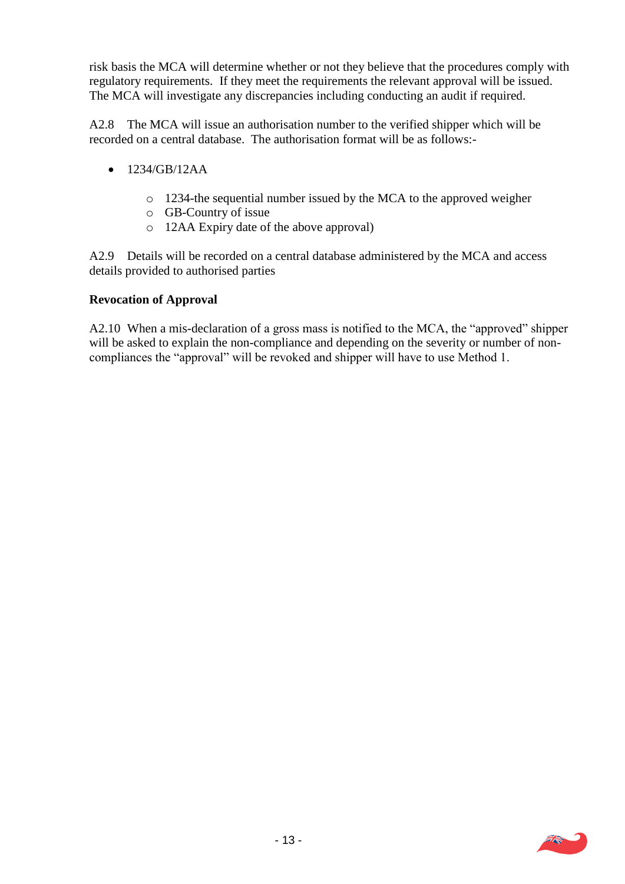risk basis the MCA will determine whether or not they believe that the procedures comply with regulatory requirements. If they meet the requirements the relevant approval will be issued. The MCA will investigate any discrepancies including conducting an audit if required.

A2.8 The MCA will issue an authorisation number to the verified shipper which will be recorded on a central database. The authorisation format will be as follows:-

- 1234/GB/12AA
  - 1234-the sequential number issued by the MCA to the approved weigher
  - GB-Country of issue
  - 12AA Expiry date of the above approval)

A2.9 Details will be recorded on a central database administered by the MCA and access details provided to authorised parties

**Revocation of Approval**

A2.10 When a mis-declaration of a gross mass is notified to the MCA, the "approved" shipper will be asked to explain the non-compliance and depending on the severity or number of non-compliances the "approval" will be revoked and shipper will have to use Method 1.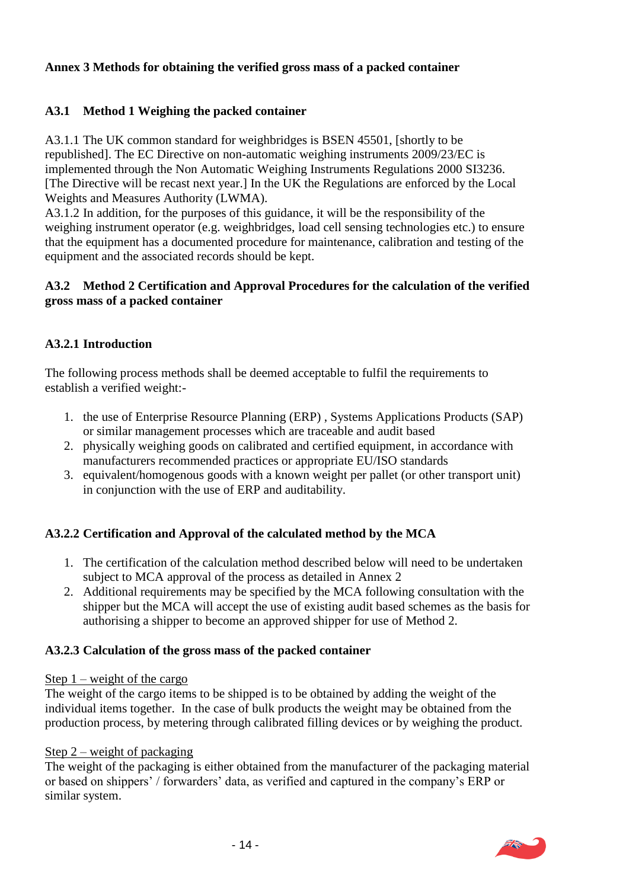**Annex 3 Methods for obtaining the verified gross mass of a packed container**

**A3.1 Method 1 Weighing the packed container**

A3.1.1 The UK common standard for weighbridges is BSEN 45501, [shortly to be republished]. The EC Directive on non-automatic weighing instruments 2009/23/EC is implemented through the Non Automatic Weighing Instruments Regulations 2000 SI3236. [The Directive will be recast next year.] In the UK the Regulations are enforced by the Local Weights and Measures Authority (LWMA).

A3.1.2 In addition, for the purposes of this guidance, it will be the responsibility of the weighing instrument operator (e.g. weighbridges, load cell sensing technologies etc.) to ensure that the equipment has a documented procedure for maintenance, calibration and testing of the equipment and the associated records should be kept.

**A3.2 Method 2 Certification and Approval Procedures for the calculation of the verified gross mass of a packed container**

**A3.2.1 Introduction**

The following process methods shall be deemed acceptable to fulfil the requirements to establish a verified weight:-

1. the use of Enterprise Resource Planning (ERP) , Systems Applications Products (SAP) or similar management processes which are traceable and audit based
2. physically weighing goods on calibrated and certified equipment, in accordance with manufacturers recommended practices or appropriate EU/ISO standards
3. equivalent/homogenous goods with a known weight per pallet (or other transport unit) in conjunction with the use of ERP and auditability.

**A3.2.2 Certification and Approval of the calculated method by the MCA**

1. The certification of the calculation method described below will need to be undertaken subject to MCA approval of the process as detailed in Annex 2
2. Additional requirements may be specified by the MCA following consultation with the shipper but the MCA will accept the use of existing audit based schemes as the basis for authorising a shipper to become an approved shipper for use of Method 2.

**A3.2.3 Calculation of the gross mass of the packed container**

<u>Step 1 – weight of the cargo</u>

The weight of the cargo items to be shipped is to be obtained by adding the weight of the individual items together. In the case of bulk products the weight may be obtained from the production process, by metering through calibrated filling devices or by weighing the product.

<u>Step 2 – weight of packaging</u>

The weight of the packaging is either obtained from the manufacturer of the packaging material or based on shippers' / forwarders' data, as verified and captured in the company's ERP or similar system.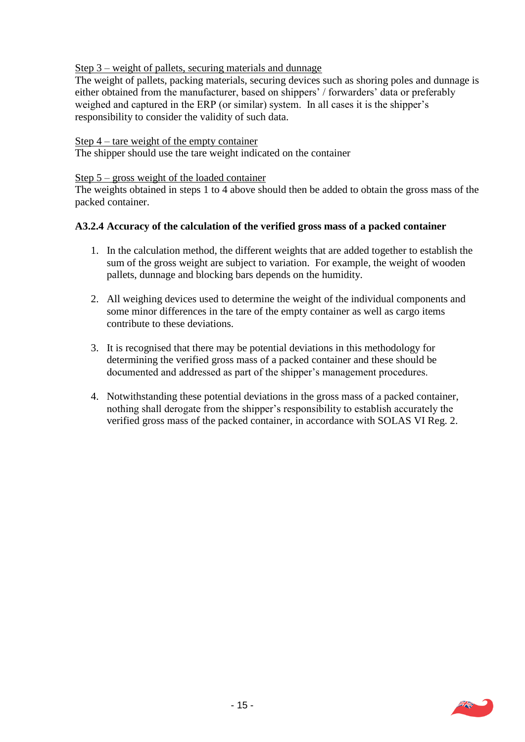Step 3 – weight of pallets, securing materials and dunnage

The weight of pallets, packing materials, securing devices such as shoring poles and dunnage is either obtained from the manufacturer, based on shippers' / forwarders' data or preferably weighed and captured in the ERP (or similar) system. In all cases it is the shipper's responsibility to consider the validity of such data.

Step 4 – tare weight of the empty container

The shipper should use the tare weight indicated on the container

Step 5 – gross weight of the loaded container

The weights obtained in steps 1 to 4 above should then be added to obtain the gross mass of the packed container.

**A3.2.4 Accuracy of the calculation of the verified gross mass of a packed container**

1. In the calculation method, the different weights that are added together to establish the sum of the gross weight are subject to variation. For example, the weight of wooden pallets, dunnage and blocking bars depends on the humidity.

2. All weighing devices used to determine the weight of the individual components and some minor differences in the tare of the empty container as well as cargo items contribute to these deviations.

3. It is recognised that there may be potential deviations in this methodology for determining the verified gross mass of a packed container and these should be documented and addressed as part of the shipper's management procedures.

4. Notwithstanding these potential deviations in the gross mass of a packed container, nothing shall derogate from the shipper's responsibility to establish accurately the verified gross mass of the packed container, in accordance with SOLAS VI Reg. 2.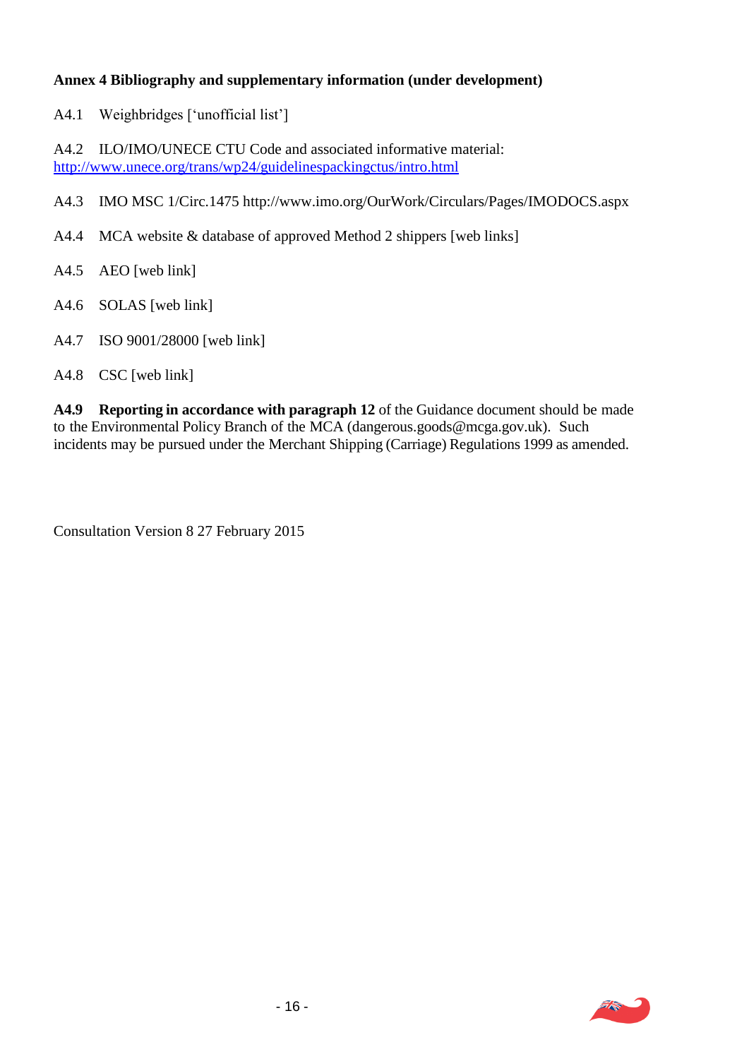**Annex 4 Bibliography and supplementary information (under development)**

A4.1 Weighbridges [‘unofficial list’]

A4.2 ILO/IMO/UNECE CTU Code and associated informative material: http://www.unece.org/trans/wp24/guidelinespackingctus/intro.html

A4.3 IMO MSC 1/Circ.1475 http://www.imo.org/OurWork/Circulars/Pages/IMODOCS.aspx

A4.4 MCA website & database of approved Method 2 shippers [web links]

A4.5 AEO [web link]

A4.6 SOLAS [web link]

A4.7 ISO 9001/28000 [web link]

A4.8 CSC [web link]

**A4.9 Reporting in accordance with paragraph 12** of the Guidance document should be made to the Environmental Policy Branch of the MCA (dangerous.goods@mcga.gov.uk). Such incidents may be pursued under the Merchant Shipping (Carriage) Regulations 1999 as amended.

Consultation Version 8 27 February 2015